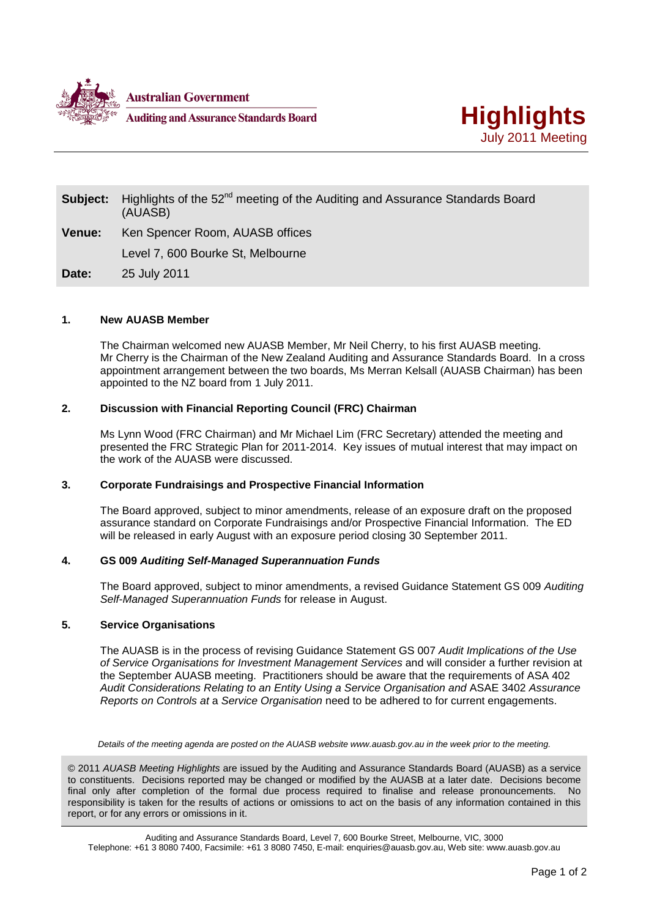Australian Government
Auditing and Assurance Standards Board

# Highlights

July 2011 Meeting

| | |
|---|---|
| **Subject:** | Highlights of the 52nd meeting of the Auditing and Assurance Standards Board (AUASB) |
| **Venue:** | Ken Spencer Room, AUASB offices |
| | Level 7, 600 Bourke St, Melbourne |
| **Date:** | 25 July 2011 |

### 1. New AUASB Member

The Chairman welcomed new AUASB Member, Mr Neil Cherry, to his first AUASB meeting. Mr Cherry is the Chairman of the New Zealand Auditing and Assurance Standards Board. In a cross appointment arrangement between the two boards, Ms Merran Kelsall (AUASB Chairman) has been appointed to the NZ board from 1 July 2011.

### 2. Discussion with Financial Reporting Council (FRC) Chairman

Ms Lynn Wood (FRC Chairman) and Mr Michael Lim (FRC Secretary) attended the meeting and presented the FRC Strategic Plan for 2011-2014. Key issues of mutual interest that may impact on the work of the AUASB were discussed.

### 3. Corporate Fundraisings and Prospective Financial Information

The Board approved, subject to minor amendments, release of an exposure draft on the proposed assurance standard on Corporate Fundraisings and/or Prospective Financial Information. The ED will be released in early August with an exposure period closing 30 September 2011.

### 4. GS 009 *Auditing Self-Managed Superannuation Funds*

The Board approved, subject to minor amendments, a revised Guidance Statement GS 009 *Auditing Self-Managed Superannuation Funds* for release in August.

### 5. Service Organisations

The AUASB is in the process of revising Guidance Statement GS 007 *Audit Implications of the Use of Service Organisations for Investment Management Services* and will consider a further revision at the September AUASB meeting. Practitioners should be aware that the requirements of ASA 402 *Audit Considerations Relating to an Entity Using a Service Organisation and* ASAE 3402 *Assurance Reports on Controls at* a *Service Organisation* need to be adhered to for current engagements.

*Details of the meeting agenda are posted on the AUASB website www.auasb.gov.au in the week prior to the meeting.*

© 2011 *AUASB Meeting Highlights* are issued by the Auditing and Assurance Standards Board (AUASB) as a service to constituents. Decisions reported may be changed or modified by the AUASB at a later date. Decisions become final only after completion of the formal due process required to finalise and release pronouncements. No responsibility is taken for the results of actions or omissions to act on the basis of any information contained in this report, or for any errors or omissions in it.

Auditing and Assurance Standards Board, Level 7, 600 Bourke Street, Melbourne, VIC, 3000
Telephone: +61 3 8080 7400, Facsimile: +61 3 8080 7450, E-mail: enquiries@auasb.gov.au, Web site: www.auasb.gov.au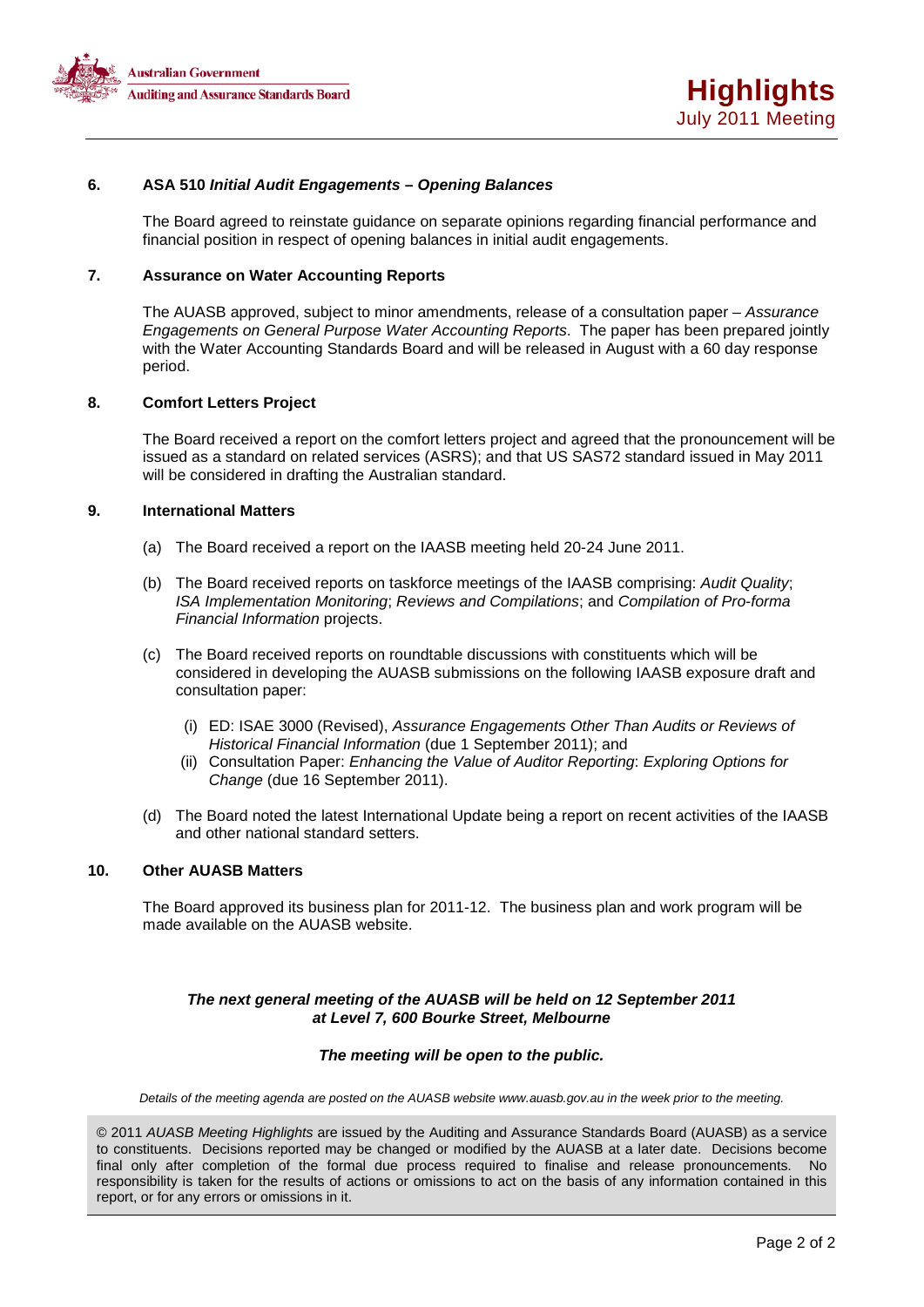### 6. ASA 510 *Initial Audit Engagements – Opening Balances*

The Board agreed to reinstate guidance on separate opinions regarding financial performance and financial position in respect of opening balances in initial audit engagements.

### 7. Assurance on Water Accounting Reports

The AUASB approved, subject to minor amendments, release of a consultation paper – *Assurance Engagements on General Purpose Water Accounting Reports*. The paper has been prepared jointly with the Water Accounting Standards Board and will be released in August with a 60 day response period.

### 8. Comfort Letters Project

The Board received a report on the comfort letters project and agreed that the pronouncement will be issued as a standard on related services (ASRS); and that US SAS72 standard issued in May 2011 will be considered in drafting the Australian standard.

### 9. International Matters

(a) The Board received a report on the IAASB meeting held 20-24 June 2011.

(b) The Board received reports on taskforce meetings of the IAASB comprising: *Audit Quality*; *ISA Implementation Monitoring*; *Reviews and Compilations*; and *Compilation of Pro-forma Financial Information* projects.

(c) The Board received reports on roundtable discussions with constituents which will be considered in developing the AUASB submissions on the following IAASB exposure draft and consultation paper:

   (i) ED: ISAE 3000 (Revised), *Assurance Engagements Other Than Audits or Reviews of Historical Financial Information* (due 1 September 2011); and

   (ii) Consultation Paper: *Enhancing the Value of Auditor Reporting*: *Exploring Options for Change* (due 16 September 2011).

(d) The Board noted the latest International Update being a report on recent activities of the IAASB and other national standard setters.

### 10. Other AUASB Matters

The Board approved its business plan for 2011-12. The business plan and work program will be made available on the AUASB website.

***The next general meeting of the AUASB will be held on 12 September 2011 at Level 7, 600 Bourke Street, Melbourne***

***The meeting will be open to the public.***

*Details of the meeting agenda are posted on the AUASB website www.auasb.gov.au in the week prior to the meeting.*

© 2011 *AUASB Meeting Highlights* are issued by the Auditing and Assurance Standards Board (AUASB) as a service to constituents. Decisions reported may be changed or modified by the AUASB at a later date. Decisions become final only after completion of the formal due process required to finalise and release pronouncements. No responsibility is taken for the results of actions or omissions to act on the basis of any information contained in this report, or for any errors or omissions in it.